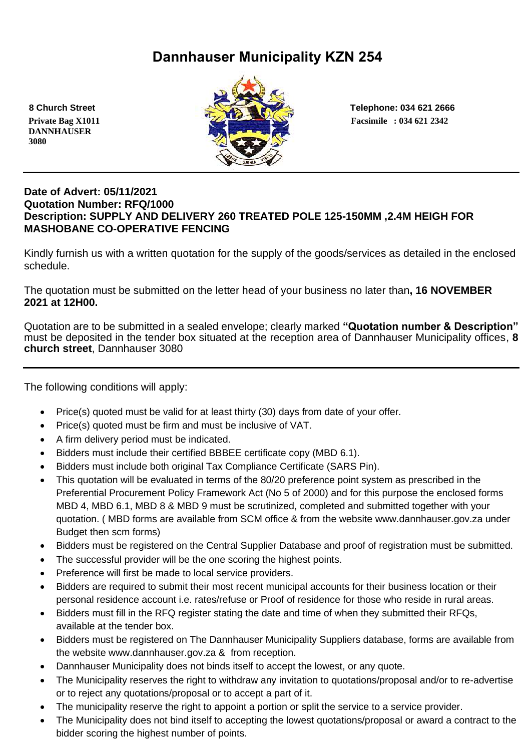# Dannhauser Municipality KZN 254

**8 Church Street**
**Private Bag X1011**
**DANNHAUSER**
**3080**

**Telephone: 034 621 2666**
**Facsimile : 034 621 2342**

**Date of Advert: 05/11/2021**
**Quotation Number: RFQ/1000**
**Description: SUPPLY AND DELIVERY 260 TREATED POLE 125-150MM ,2.4M HEIGH FOR MASHOBANE CO-OPERATIVE FENCING**

Kindly furnish us with a written quotation for the supply of the goods/services as detailed in the enclosed schedule.

The quotation must be submitted on the letter head of your business no later than**, 16 NOVEMBER 2021 at 12H00.**

Quotation are to be submitted in a sealed envelope; clearly marked **"Quotation number & Description"** must be deposited in the tender box situated at the reception area of Dannhauser Municipality offices, **8 church street**, Dannhauser 3080

The following conditions will apply:

- Price(s) quoted must be valid for at least thirty (30) days from date of your offer.
- Price(s) quoted must be firm and must be inclusive of VAT.
- A firm delivery period must be indicated.
- Bidders must include their certified BBBEE certificate copy (MBD 6.1).
- Bidders must include both original Tax Compliance Certificate (SARS Pin).
- This quotation will be evaluated in terms of the 80/20 preference point system as prescribed in the Preferential Procurement Policy Framework Act (No 5 of 2000) and for this purpose the enclosed forms MBD 4, MBD 6.1, MBD 8 & MBD 9 must be scrutinized, completed and submitted together with your quotation. ( MBD forms are available from SCM office & from the website www.dannhauser.gov.za under Budget then scm forms)
- Bidders must be registered on the Central Supplier Database and proof of registration must be submitted.
- The successful provider will be the one scoring the highest points.
- Preference will first be made to local service providers.
- Bidders are required to submit their most recent municipal accounts for their business location or their personal residence account i.e. rates/refuse or Proof of residence for those who reside in rural areas.
- Bidders must fill in the RFQ register stating the date and time of when they submitted their RFQs, available at the tender box.
- Bidders must be registered on The Dannhauser Municipality Suppliers database, forms are available from the website www.dannhauser.gov.za & from reception.
- Dannhauser Municipality does not binds itself to accept the lowest, or any quote.
- The Municipality reserves the right to withdraw any invitation to quotations/proposal and/or to re-advertise or to reject any quotations/proposal or to accept a part of it.
- The municipality reserve the right to appoint a portion or split the service to a service provider.
- The Municipality does not bind itself to accepting the lowest quotations/proposal or award a contract to the bidder scoring the highest number of points.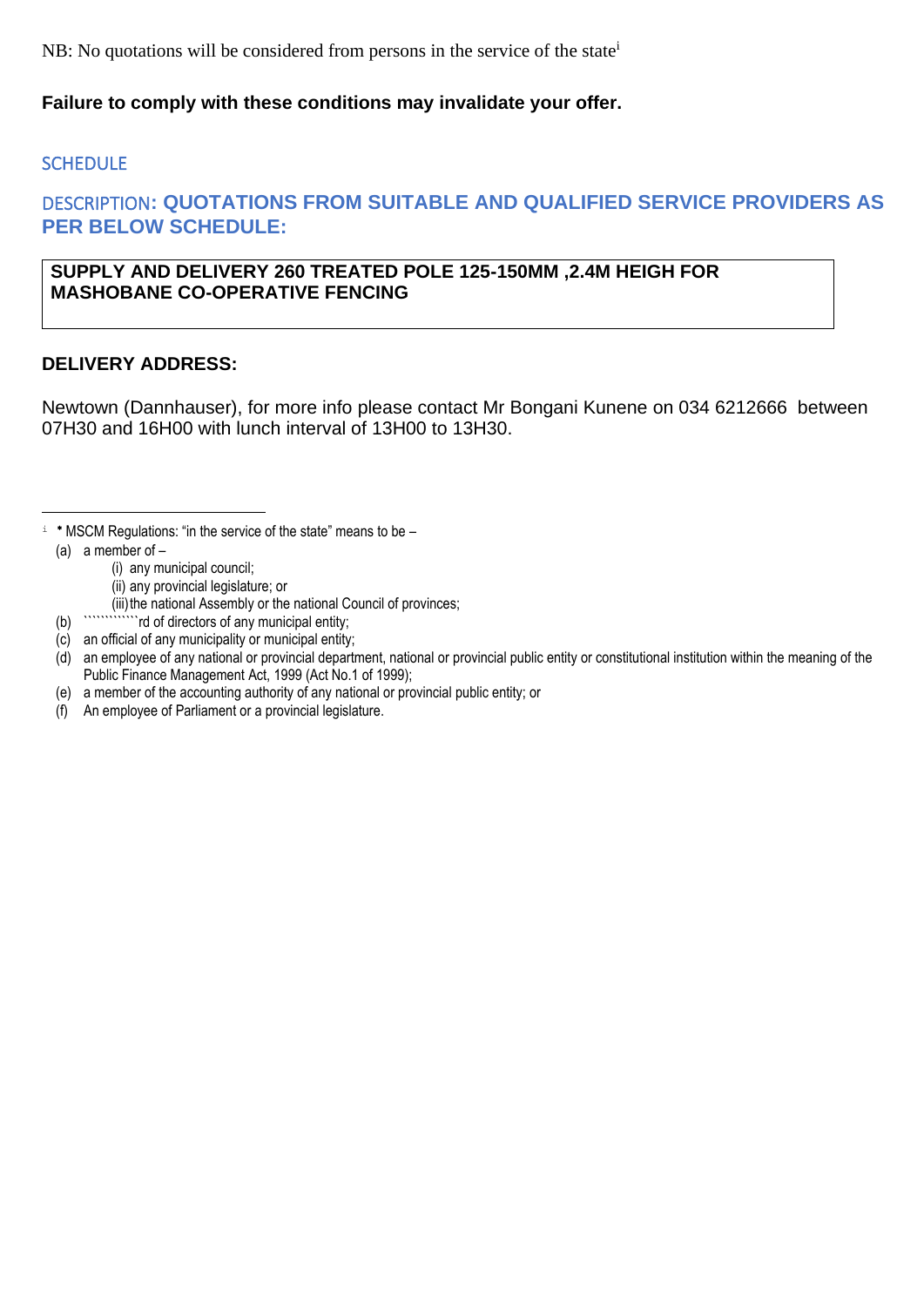NB: No quotations will be considered from persons in the service of the state[i]

**Failure to comply with these conditions may invalidate your offer.**

## SCHEDULE

## DESCRIPTION: QUOTATIONS FROM SUITABLE AND QUALIFIED SERVICE PROVIDERS AS PER BELOW SCHEDULE:

| |
|---|
| **SUPPLY AND DELIVERY 260 TREATED POLE 125-150MM ,2.4M HEIGH FOR MASHOBANE CO-OPERATIVE FENCING** |

**DELIVERY ADDRESS:**

Newtown (Dannhauser), for more info please contact Mr Bongani Kunene on 034 6212666 between 07H30 and 16H00 with lunch interval of 13H00 to 13H30.

---

[i] * MSCM Regulations: "in the service of the state" means to be –

(a) a member of –
   (i) any municipal council;
   (ii) any provincial legislature; or
   (iii) the national Assembly or the national Council of provinces;

(b) ````````````rd of directors of any municipal entity;

(c) an official of any municipality or municipal entity;

(d) an employee of any national or provincial department, national or provincial public entity or constitutional institution within the meaning of the Public Finance Management Act, 1999 (Act No.1 of 1999);

(e) a member of the accounting authority of any national or provincial public entity; or

(f) An employee of Parliament or a provincial legislature.